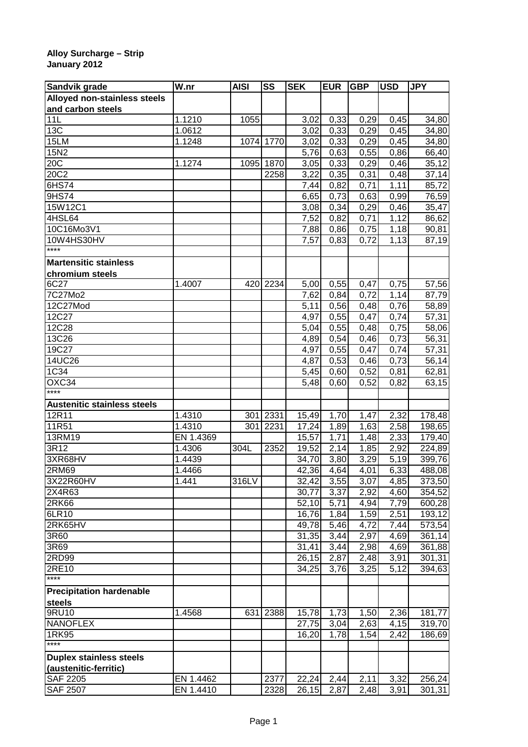**Alloy Surcharge – Strip**
**January 2012**

| Sandvik grade | W.nr | AISI | SS | SEK | EUR | GBP | USD | JPY |
|---|---|---|---|---|---|---|---|---|
| **Alloyed non-stainless steels and carbon steels** | | | | | | | | |
| 11L | 1.1210 | 1055 | | 3,02 | 0,33 | 0,29 | 0,45 | 34,80 |
| 13C | 1.0612 | | | 3,02 | 0,33 | 0,29 | 0,45 | 34,80 |
| 15LM | 1.1248 | 1074 | 1770 | 3,02 | 0,33 | 0,29 | 0,45 | 34,80 |
| 15N2 | | | | 5,76 | 0,63 | 0,55 | 0,86 | 66,40 |
| 20C | 1.1274 | 1095 | 1870 | 3,05 | 0,33 | 0,29 | 0,46 | 35,12 |
| 20C2 | | | 2258 | 3,22 | 0,35 | 0,31 | 0,48 | 37,14 |
| 6HS74 | | | | 7,44 | 0,82 | 0,71 | 1,11 | 85,72 |
| 9HS74 | | | | 6,65 | 0,73 | 0,63 | 0,99 | 76,59 |
| 15W12C1 | | | | 3,08 | 0,34 | 0,29 | 0,46 | 35,47 |
| 4HSL64 | | | | 7,52 | 0,82 | 0,71 | 1,12 | 86,62 |
| 10C16Mo3V1 | | | | 7,88 | 0,86 | 0,75 | 1,18 | 90,81 |
| 10W4HS30HV | | | | 7,57 | 0,83 | 0,72 | 1,13 | 87,19 |
| **** | | | | | | | | |
| **Martensitic stainless chromium steels** | | | | | | | | |
| 6C27 | 1.4007 | 420 | 2234 | 5,00 | 0,55 | 0,47 | 0,75 | 57,56 |
| 7C27Mo2 | | | | 7,62 | 0,84 | 0,72 | 1,14 | 87,79 |
| 12C27Mod | | | | 5,11 | 0,56 | 0,48 | 0,76 | 58,89 |
| 12C27 | | | | 4,97 | 0,55 | 0,47 | 0,74 | 57,31 |
| 12C28 | | | | 5,04 | 0,55 | 0,48 | 0,75 | 58,06 |
| 13C26 | | | | 4,89 | 0,54 | 0,46 | 0,73 | 56,31 |
| 19C27 | | | | 4,97 | 0,55 | 0,47 | 0,74 | 57,31 |
| 14UC26 | | | | 4,87 | 0,53 | 0,46 | 0,73 | 56,14 |
| 1C34 | | | | 5,45 | 0,60 | 0,52 | 0,81 | 62,81 |
| OXC34 | | | | 5,48 | 0,60 | 0,52 | 0,82 | 63,15 |
| **** | | | | | | | | |
| **Austenitic stainless steels** | | | | | | | | |
| 12R11 | 1.4310 | 301 | 2331 | 15,49 | 1,70 | 1,47 | 2,32 | 178,48 |
| 11R51 | 1.4310 | 301 | 2231 | 17,24 | 1,89 | 1,63 | 2,58 | 198,65 |
| 13RM19 | EN 1.4369 | | | 15,57 | 1,71 | 1,48 | 2,33 | 179,40 |
| 3R12 | 1.4306 | 304L | 2352 | 19,52 | 2,14 | 1,85 | 2,92 | 224,89 |
| 3XR68HV | 1.4439 | | | 34,70 | 3,80 | 3,29 | 5,19 | 399,76 |
| 2RM69 | 1.4466 | | | 42,36 | 4,64 | 4,01 | 6,33 | 488,08 |
| 3X22R60HV | 1.441 | 316LV | | 32,42 | 3,55 | 3,07 | 4,85 | 373,50 |
| 2X4R63 | | | | 30,77 | 3,37 | 2,92 | 4,60 | 354,52 |
| 2RK66 | | | | 52,10 | 5,71 | 4,94 | 7,79 | 600,28 |
| 6LR10 | | | | 16,76 | 1,84 | 1,59 | 2,51 | 193,12 |
| 2RK65HV | | | | 49,78 | 5,46 | 4,72 | 7,44 | 573,54 |
| 3R60 | | | | 31,35 | 3,44 | 2,97 | 4,69 | 361,14 |
| 3R69 | | | | 31,41 | 3,44 | 2,98 | 4,69 | 361,88 |
| 2RD99 | | | | 26,15 | 2,87 | 2,48 | 3,91 | 301,31 |
| 2RE10 | | | | 34,25 | 3,76 | 3,25 | 5,12 | 394,63 |
| **** | | | | | | | | |
| **Precipitation hardenable steels** | | | | | | | | |
| 9RU10 | 1.4568 | 631 | 2388 | 15,78 | 1,73 | 1,50 | 2,36 | 181,77 |
| NANOFLEX | | | | 27,75 | 3,04 | 2,63 | 4,15 | 319,70 |
| 1RK95 | | | | 16,20 | 1,78 | 1,54 | 2,42 | 186,69 |
| **** | | | | | | | | |
| **Duplex stainless steels (austenitic-ferritic)** | | | | | | | | |
| SAF 2205 | EN 1.4462 | | 2377 | 22,24 | 2,44 | 2,11 | 3,32 | 256,24 |
| SAF 2507 | EN 1.4410 | | 2328 | 26,15 | 2,87 | 2,48 | 3,91 | 301,31 |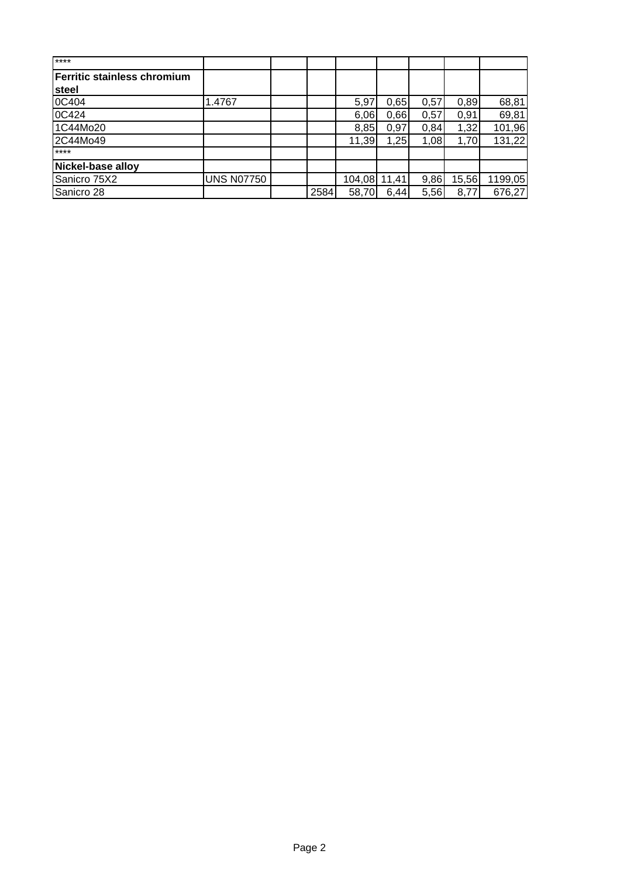| | | | | | | | | |
|---|---|---|---|---|---|---|---|---|
| **** | | | | | | | | |
| **Ferritic stainless chromium steel** | | | | | | | | |
| 0C404 | 1.4767 | | | 5,97 | 0,65 | 0,57 | 0,89 | 68,81 |
| 0C424 | | | | 6,06 | 0,66 | 0,57 | 0,91 | 69,81 |
| 1C44Mo20 | | | | 8,85 | 0,97 | 0,84 | 1,32 | 101,96 |
| 2C44Mo49 | | | | 11,39 | 1,25 | 1,08 | 1,70 | 131,22 |
| **** | | | | | | | | |
| **Nickel-base alloy** | | | | | | | | |
| Sanicro 75X2 | UNS N07750 | | | 104,08 | 11,41 | 9,86 | 15,56 | 1199,05 |
| Sanicro 28 | | | 2584 | 58,70 | 6,44 | 5,56 | 8,77 | 676,27 |